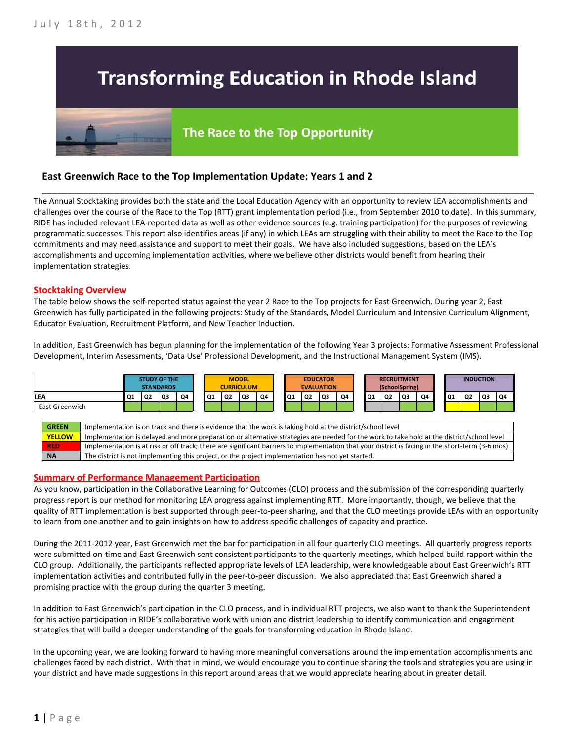July 18th, 2012

# Transforming Education in Rhode Island

## The Race to the Top Opportunity

### East Greenwich Race to the Top Implementation Update: Years 1 and 2

The Annual Stocktaking provides both the state and the Local Education Agency with an opportunity to review LEA accomplishments and challenges over the course of the Race to the Top (RTT) grant implementation period (i.e., from September 2010 to date). In this summary, RIDE has included relevant LEA-reported data as well as other evidence sources (e.g. training participation) for the purposes of reviewing programmatic successes. This report also identifies areas (if any) in which LEAs are struggling with their ability to meet the Race to the Top commitments and may need assistance and support to meet their goals. We have also included suggestions, based on the LEA's accomplishments and upcoming implementation activities, where we believe other districts would benefit from hearing their implementation strategies.

## Stocktaking Overview

The table below shows the self-reported status against the year 2 Race to the Top projects for East Greenwich. During year 2, East Greenwich has fully participated in the following projects: Study of the Standards, Model Curriculum and Intensive Curriculum Alignment, Educator Evaluation, Recruitment Platform, and New Teacher Induction.

In addition, East Greenwich has begun planning for the implementation of the following Year 3 projects: Formative Assessment Professional Development, Interim Assessments, 'Data Use' Professional Development, and the Instructional Management System (IMS).

| | STUDY OF THE STANDARDS | | | | MODEL CURRICULUM | | | | EDUCATOR EVALUATION | | | | RECRUITMENT (SchoolSpring) | | | | INDUCTION | | | |
|---|---|---|---|---|---|---|---|---|---|---|---|---|---|---|---|---|---|---|---|---|
| LEA | Q1 | Q2 | Q3 | Q4 | Q1 | Q2 | Q3 | Q4 | Q1 | Q2 | Q3 | Q4 | Q1 | Q2 | Q3 | Q4 | Q1 | Q2 | Q3 | Q4 |
| East Greenwich | GREEN | GREEN | GREEN | GREEN | GREEN | GREEN | GREEN | GREEN | GREEN | GREEN | GREEN | GREEN | NA | NA | GREEN | GREEN | YELLOW | YELLOW | GREEN | GREEN |

| | |
|---|---|
| GREEN | Implementation is on track and there is evidence that the work is taking hold at the district/school level |
| YELLOW | Implementation is delayed and more preparation or alternative strategies are needed for the work to take hold at the district/school level |
| RED | Implementation is at risk or off track; there are significant barriers to implementation that your district is facing in the short-term (3-6 mos) |
| NA | The district is not implementing this project, or the project implementation has not yet started. |

## Summary of Performance Management Participation

As you know, participation in the Collaborative Learning for Outcomes (CLO) process and the submission of the corresponding quarterly progress report is our method for monitoring LEA progress against implementing RTT. More importantly, though, we believe that the quality of RTT implementation is best supported through peer-to-peer sharing, and that the CLO meetings provide LEAs with an opportunity to learn from one another and to gain insights on how to address specific challenges of capacity and practice.

During the 2011-2012 year, East Greenwich met the bar for participation in all four quarterly CLO meetings. All quarterly progress reports were submitted on-time and East Greenwich sent consistent participants to the quarterly meetings, which helped build rapport within the CLO group. Additionally, the participants reflected appropriate levels of LEA leadership, were knowledgeable about East Greenwich's RTT implementation activities and contributed fully in the peer-to-peer discussion. We also appreciated that East Greenwich shared a promising practice with the group during the quarter 3 meeting.

In addition to East Greenwich's participation in the CLO process, and in individual RTT projects, we also want to thank the Superintendent for his active participation in RIDE's collaborative work with union and district leadership to identify communication and engagement strategies that will build a deeper understanding of the goals for transforming education in Rhode Island.

In the upcoming year, we are looking forward to having more meaningful conversations around the implementation accomplishments and challenges faced by each district. With that in mind, we would encourage you to continue sharing the tools and strategies you are using in your district and have made suggestions in this report around areas that we would appreciate hearing about in greater detail.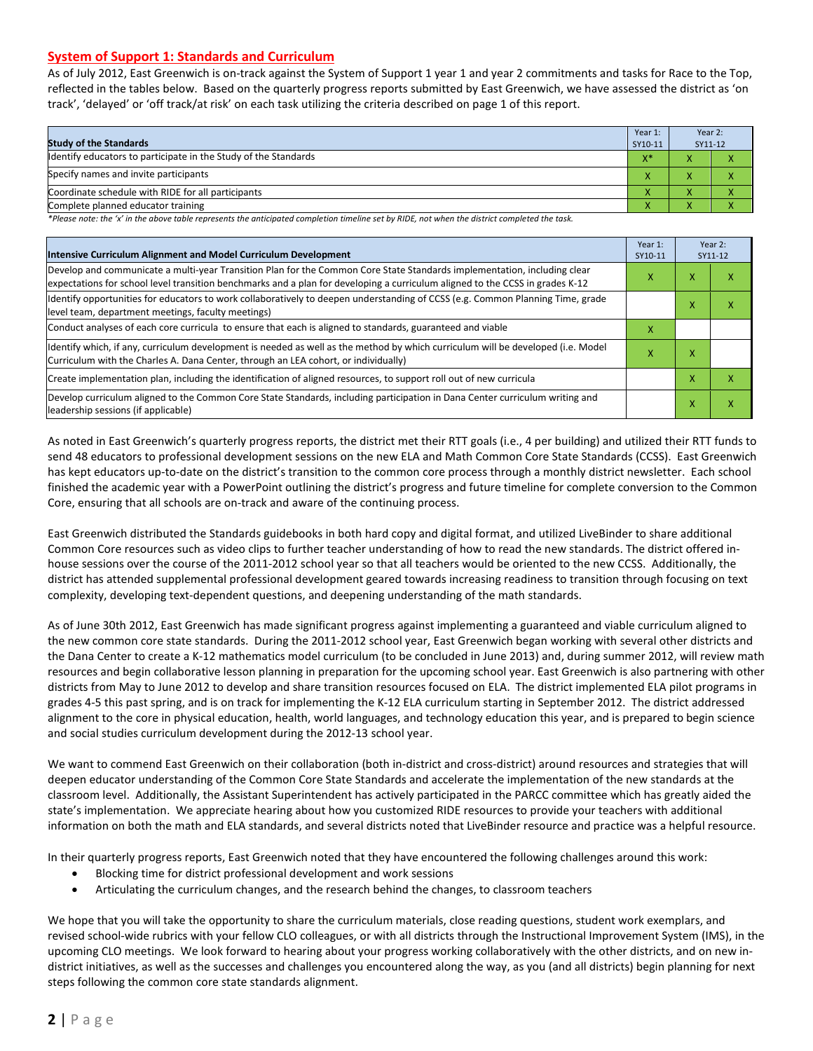## System of Support 1: Standards and Curriculum

As of July 2012, East Greenwich is on-track against the System of Support 1 year 1 and year 2 commitments and tasks for Race to the Top, reflected in the tables below. Based on the quarterly progress reports submitted by East Greenwich, we have assessed the district as 'on track', 'delayed' or 'off track/at risk' on each task utilizing the criteria described on page 1 of this report.

| Study of the Standards | Year 1: SY10-11 | Year 2: SY11-12 | |
|---|---|---|---|
| Identify educators to participate in the Study of the Standards | X* | X | X |
| Specify names and invite participants | X | X | X |
| Coordinate schedule with RIDE for all participants | X | X | X |
| Complete planned educator training | X | X | X |

*Please note: the 'x' in the above table represents the anticipated completion timeline set by RIDE, not when the district completed the task.*

| Intensive Curriculum Alignment and Model Curriculum Development | Year 1: SY10-11 | Year 2: SY11-12 | |
|---|---|---|---|
| Develop and communicate a multi-year Transition Plan for the Common Core State Standards implementation, including clear expectations for school level transition benchmarks and a plan for developing a curriculum aligned to the CCSS in grades K-12 | X | X | X |
| Identify opportunities for educators to work collaboratively to deepen understanding of CCSS (e.g. Common Planning Time, grade level team, department meetings, faculty meetings) | | X | X |
| Conduct analyses of each core curricula to ensure that each is aligned to standards, guaranteed and viable | X | | |
| Identify which, if any, curriculum development is needed as well as the method by which curriculum will be developed (i.e. Model Curriculum with the Charles A. Dana Center, through an LEA cohort, or individually) | X | X | |
| Create implementation plan, including the identification of aligned resources, to support roll out of new curricula | | X | X |
| Develop curriculum aligned to the Common Core State Standards, including participation in Dana Center curriculum writing and leadership sessions (if applicable) | | X | X |

As noted in East Greenwich's quarterly progress reports, the district met their RTT goals (i.e., 4 per building) and utilized their RTT funds to send 48 educators to professional development sessions on the new ELA and Math Common Core State Standards (CCSS). East Greenwich has kept educators up-to-date on the district's transition to the common core process through a monthly district newsletter. Each school finished the academic year with a PowerPoint outlining the district's progress and future timeline for complete conversion to the Common Core, ensuring that all schools are on-track and aware of the continuing process.

East Greenwich distributed the Standards guidebooks in both hard copy and digital format, and utilized LiveBinder to share additional Common Core resources such as video clips to further teacher understanding of how to read the new standards. The district offered in-house sessions over the course of the 2011-2012 school year so that all teachers would be oriented to the new CCSS. Additionally, the district has attended supplemental professional development geared towards increasing readiness to transition through focusing on text complexity, developing text-dependent questions, and deepening understanding of the math standards.

As of June 30th 2012, East Greenwich has made significant progress against implementing a guaranteed and viable curriculum aligned to the new common core state standards. During the 2011-2012 school year, East Greenwich began working with several other districts and the Dana Center to create a K-12 mathematics model curriculum (to be concluded in June 2013) and, during summer 2012, will review math resources and begin collaborative lesson planning in preparation for the upcoming school year. East Greenwich is also partnering with other districts from May to June 2012 to develop and share transition resources focused on ELA. The district implemented ELA pilot programs in grades 4-5 this past spring, and is on track for implementing the K-12 ELA curriculum starting in September 2012. The district addressed alignment to the core in physical education, health, world languages, and technology education this year, and is prepared to begin science and social studies curriculum development during the 2012-13 school year.

We want to commend East Greenwich on their collaboration (both in-district and cross-district) around resources and strategies that will deepen educator understanding of the Common Core State Standards and accelerate the implementation of the new standards at the classroom level. Additionally, the Assistant Superintendent has actively participated in the PARCC committee which has greatly aided the state's implementation. We appreciate hearing about how you customized RIDE resources to provide your teachers with additional information on both the math and ELA standards, and several districts noted that LiveBinder resource and practice was a helpful resource.

In their quarterly progress reports, East Greenwich noted that they have encountered the following challenges around this work:

- Blocking time for district professional development and work sessions
- Articulating the curriculum changes, and the research behind the changes, to classroom teachers

We hope that you will take the opportunity to share the curriculum materials, close reading questions, student work exemplars, and revised school-wide rubrics with your fellow CLO colleagues, or with all districts through the Instructional Improvement System (IMS), in the upcoming CLO meetings. We look forward to hearing about your progress working collaboratively with the other districts, and on new in-district initiatives, as well as the successes and challenges you encountered along the way, as you (and all districts) begin planning for next steps following the common core state standards alignment.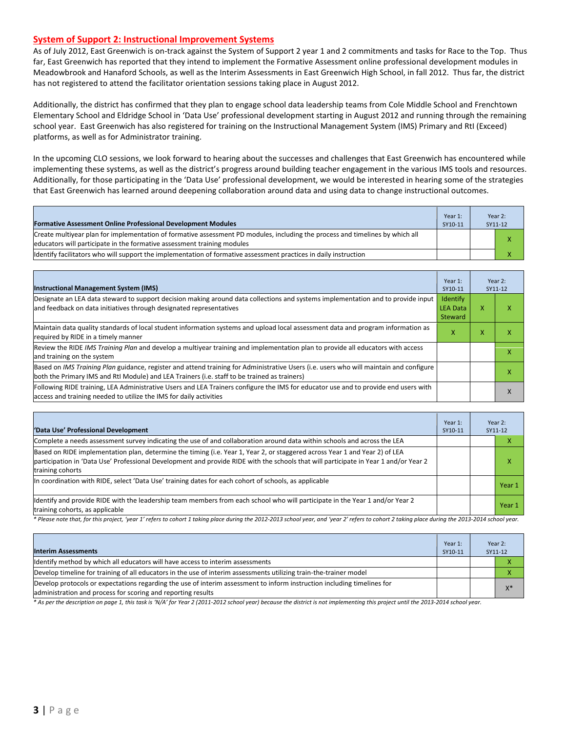## System of Support 2: Instructional Improvement Systems

As of July 2012, East Greenwich is on-track against the System of Support 2 year 1 and 2 commitments and tasks for Race to the Top. Thus far, East Greenwich has reported that they intend to implement the Formative Assessment online professional development modules in Meadowbrook and Hanaford Schools, as well as the Interim Assessments in East Greenwich High School, in fall 2012. Thus far, the district has not registered to attend the facilitator orientation sessions taking place in August 2012.

Additionally, the district has confirmed that they plan to engage school data leadership teams from Cole Middle School and Frenchtown Elementary School and Eldridge School in 'Data Use' professional development starting in August 2012 and running through the remaining school year. East Greenwich has also registered for training on the Instructional Management System (IMS) Primary and RtI (Exceed) platforms, as well as for Administrator training.

In the upcoming CLO sessions, we look forward to hearing about the successes and challenges that East Greenwich has encountered while implementing these systems, as well as the district's progress around building teacher engagement in the various IMS tools and resources. Additionally, for those participating in the 'Data Use' professional development, we would be interested in hearing some of the strategies that East Greenwich has learned around deepening collaboration around data and using data to change instructional outcomes.

| Formative Assessment Online Professional Development Modules | Year 1: SY10-11 | Year 2: SY11-12 | |
|---|---|---|---|
| Create multiyear plan for implementation of formative assessment PD modules, including the process and timelines by which all educators will participate in the formative assessment training modules | | | X |
| Identify facilitators who will support the implementation of formative assessment practices in daily instruction | | | X |

| Instructional Management System (IMS) | Year 1: SY10-11 | Year 2: SY11-12 | |
|---|---|---|---|
| Designate an LEA data steward to support decision making around data collections and systems implementation and to provide input and feedback on data initiatives through designated representatives | Identify LEA Data Steward | X | X |
| Maintain data quality standards of local student information systems and upload local assessment data and program information as required by RIDE in a timely manner | X | X | X |
| Review the RIDE *IMS Training Plan* and develop a multiyear training and implementation plan to provide all educators with access and training on the system | | | X |
| Based on *IMS Training Plan* guidance, register and attend training for Administrative Users (i.e. users who will maintain and configure both the Primary IMS and RtI Module) and LEA Trainers (i.e. staff to be trained as trainers) | | | X |
| Following RIDE training, LEA Administrative Users and LEA Trainers configure the IMS for educator use and to provide end users with access and training needed to utilize the IMS for daily activities | | | X |

| 'Data Use' Professional Development | Year 1: SY10-11 | Year 2: SY11-12 | |
|---|---|---|---|
| Complete a needs assessment survey indicating the use of and collaboration around data within schools and across the LEA | | | X |
| Based on RIDE implementation plan, determine the timing (i.e. Year 1, Year 2, or staggered across Year 1 and Year 2) of LEA participation in 'Data Use' Professional Development and provide RIDE with the schools that will participate in Year 1 and/or Year 2 training cohorts | | | X |
| In coordination with RIDE, select 'Data Use' training dates for each cohort of schools, as applicable | | | Year 1 |
| Identify and provide RIDE with the leadership team members from each school who will participate in the Year 1 and/or Year 2 training cohorts, as applicable | | | Year 1 |

*\* Please note that, for this project, 'year 1' refers to cohort 1 taking place during the 2012-2013 school year, and 'year 2' refers to cohort 2 taking place during the 2013-2014 school year.*

| Interim Assessments | Year 1: SY10-11 | Year 2: SY11-12 | |
|---|---|---|---|
| Identify method by which all educators will have access to interim assessments | | | X |
| Develop timeline for training of all educators in the use of interim assessments utilizing train-the-trainer model | | | X |
| Develop protocols or expectations regarding the use of interim assessment to inform instruction including timelines for administration and process for scoring and reporting results | | | X* |

*\* As per the description on page 1, this task is 'N/A' for Year 2 (2011-2012 school year) because the district is not implementing this project until the 2013-2014 school year.*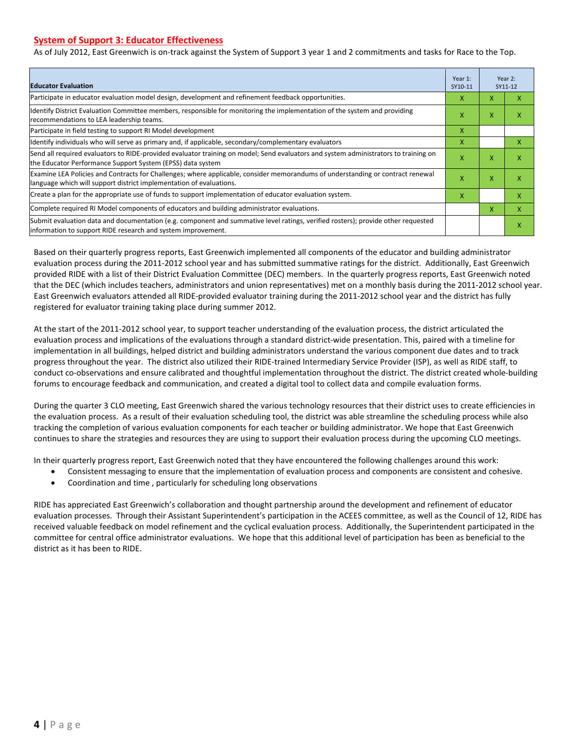## System of Support 3: Educator Effectiveness

As of July 2012, East Greenwich is on-track against the System of Support 3 year 1 and 2 commitments and tasks for Race to the Top.

| Educator Evaluation | Year 1: SY10-11 | Year 2: SY11-12 | |
|---|---|---|---|
| Participate in educator evaluation model design, development and refinement feedback opportunities. | X | X | X |
| Identify District Evaluation Committee members, responsible for monitoring the implementation of the system and providing recommendations to LEA leadership teams. | X | X | X |
| Participate in field testing to support RI Model development | X | | |
| Identify individuals who will serve as primary and, if applicable, secondary/complementary evaluators | X | | X |
| Send all required evaluators to RIDE-provided evaluator training on model; Send evaluators and system administrators to training on the Educator Performance Support System (EPSS) data system | X | X | X |
| Examine LEA Policies and Contracts for Challenges; where applicable, consider memorandums of understanding or contract renewal language which will support district implementation of evaluations. | X | X | X |
| Create a plan for the appropriate use of funds to support implementation of educator evaluation system. | X | | X |
| Complete required RI Model components of educators and building administrator evaluations. | | X | X |
| Submit evaluation data and documentation (e.g. component and summative level ratings, verified rosters); provide other requested information to support RIDE research and system improvement. | | | X |

Based on their quarterly progress reports, East Greenwich implemented all components of the educator and building administrator evaluation process during the 2011-2012 school year and has submitted summative ratings for the district. Additionally, East Greenwich provided RIDE with a list of their District Evaluation Committee (DEC) members. In the quarterly progress reports, East Greenwich noted that the DEC (which includes teachers, administrators and union representatives) met on a monthly basis during the 2011-2012 school year. East Greenwich evaluators attended all RIDE-provided evaluator training during the 2011-2012 school year and the district has fully registered for evaluator training taking place during summer 2012.

At the start of the 2011-2012 school year, to support teacher understanding of the evaluation process, the district articulated the evaluation process and implications of the evaluations through a standard district-wide presentation. This, paired with a timeline for implementation in all buildings, helped district and building administrators understand the various component due dates and to track progress throughout the year. The district also utilized their RIDE-trained Intermediary Service Provider (ISP), as well as RIDE staff, to conduct co-observations and ensure calibrated and thoughtful implementation throughout the district. The district created whole-building forums to encourage feedback and communication, and created a digital tool to collect data and compile evaluation forms.

During the quarter 3 CLO meeting, East Greenwich shared the various technology resources that their district uses to create efficiencies in the evaluation process. As a result of their evaluation scheduling tool, the district was able streamline the scheduling process while also tracking the completion of various evaluation components for each teacher or building administrator. We hope that East Greenwich continues to share the strategies and resources they are using to support their evaluation process during the upcoming CLO meetings.

In their quarterly progress report, East Greenwich noted that they have encountered the following challenges around this work:

- Consistent messaging to ensure that the implementation of evaluation process and components are consistent and cohesive.
- Coordination and time , particularly for scheduling long observations

RIDE has appreciated East Greenwich's collaboration and thought partnership around the development and refinement of educator evaluation processes. Through their Assistant Superintendent's participation in the ACEES committee, as well as the Council of 12, RIDE has received valuable feedback on model refinement and the cyclical evaluation process. Additionally, the Superintendent participated in the committee for central office administrator evaluations. We hope that this additional level of participation has been as beneficial to the district as it has been to RIDE.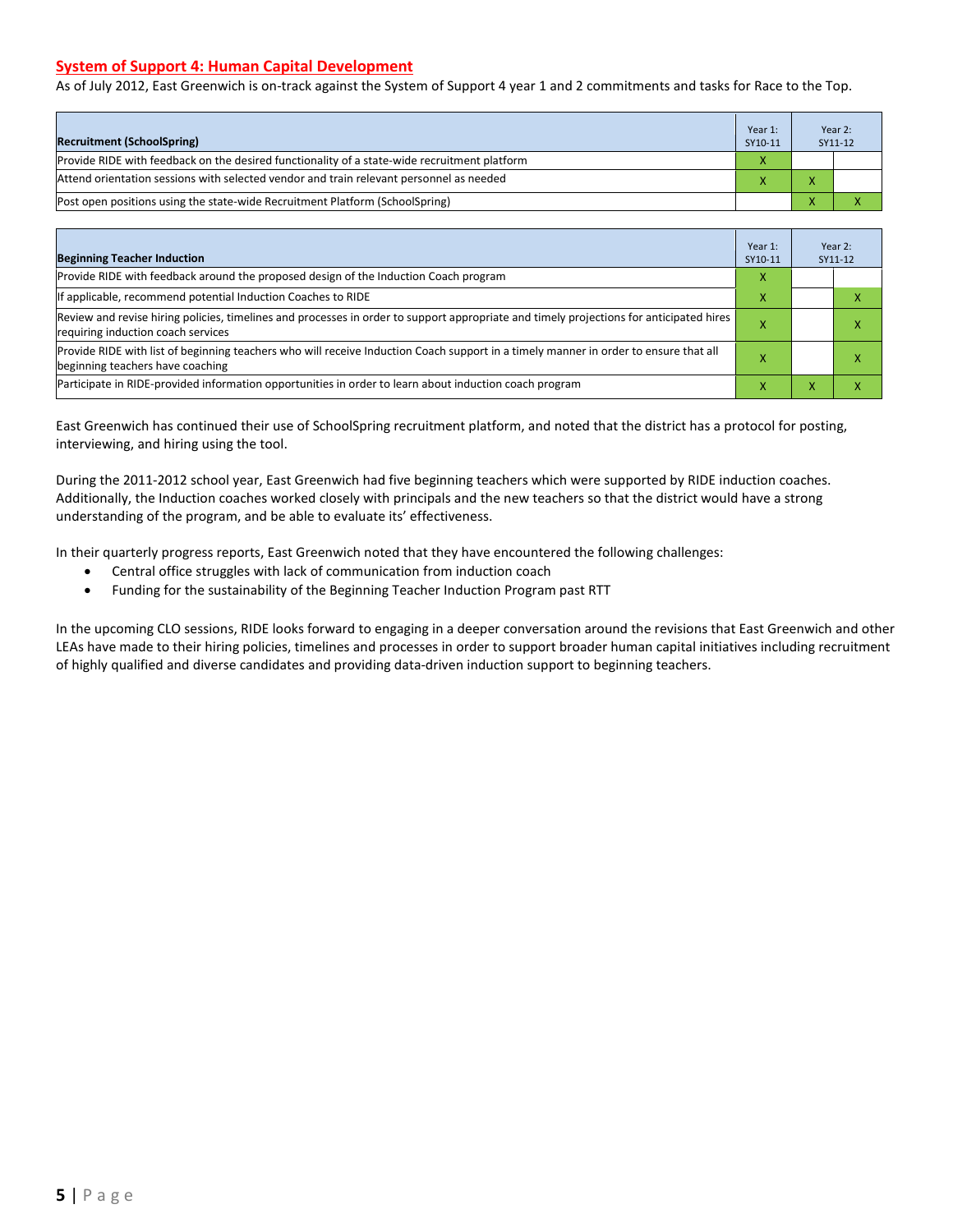## System of Support 4: Human Capital Development

As of July 2012, East Greenwich is on-track against the System of Support 4 year 1 and 2 commitments and tasks for Race to the Top.

| Recruitment (SchoolSpring) | Year 1: SY10-11 | Year 2: SY11-12 | |
|---|---|---|---|
| Provide RIDE with feedback on the desired functionality of a state-wide recruitment platform | X | | |
| Attend orientation sessions with selected vendor and train relevant personnel as needed | X | X | |
| Post open positions using the state-wide Recruitment Platform (SchoolSpring) | | X | X |

| Beginning Teacher Induction | Year 1: SY10-11 | Year 2: SY11-12 | |
|---|---|---|---|
| Provide RIDE with feedback around the proposed design of the Induction Coach program | X | | |
| If applicable, recommend potential Induction Coaches to RIDE | X | | X |
| Review and revise hiring policies, timelines and processes in order to support appropriate and timely projections for anticipated hires requiring induction coach services | X | | X |
| Provide RIDE with list of beginning teachers who will receive Induction Coach support in a timely manner in order to ensure that all beginning teachers have coaching | X | | X |
| Participate in RIDE-provided information opportunities in order to learn about induction coach program | X | X | X |

East Greenwich has continued their use of SchoolSpring recruitment platform, and noted that the district has a protocol for posting, interviewing, and hiring using the tool.

During the 2011-2012 school year, East Greenwich had five beginning teachers which were supported by RIDE induction coaches. Additionally, the Induction coaches worked closely with principals and the new teachers so that the district would have a strong understanding of the program, and be able to evaluate its' effectiveness.

In their quarterly progress reports, East Greenwich noted that they have encountered the following challenges:

- Central office struggles with lack of communication from induction coach
- Funding for the sustainability of the Beginning Teacher Induction Program past RTT

In the upcoming CLO sessions, RIDE looks forward to engaging in a deeper conversation around the revisions that East Greenwich and other LEAs have made to their hiring policies, timelines and processes in order to support broader human capital initiatives including recruitment of highly qualified and diverse candidates and providing data-driven induction support to beginning teachers.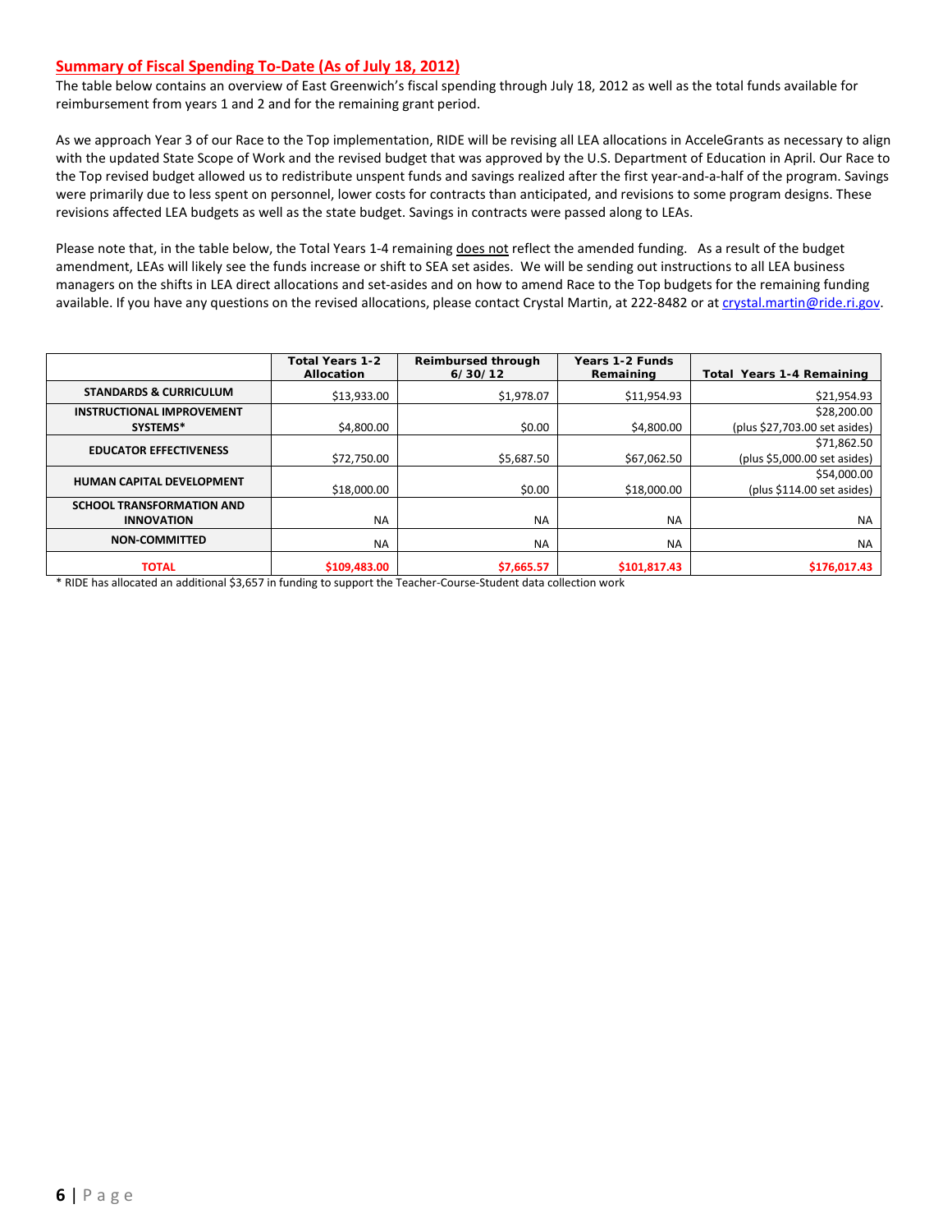## Summary of Fiscal Spending To-Date (As of July 18, 2012)

The table below contains an overview of East Greenwich's fiscal spending through July 18, 2012 as well as the total funds available for reimbursement from years 1 and 2 and for the remaining grant period.

As we approach Year 3 of our Race to the Top implementation, RIDE will be revising all LEA allocations in AcceleGrants as necessary to align with the updated State Scope of Work and the revised budget that was approved by the U.S. Department of Education in April. Our Race to the Top revised budget allowed us to redistribute unspent funds and savings realized after the first year-and-a-half of the program. Savings were primarily due to less spent on personnel, lower costs for contracts than anticipated, and revisions to some program designs. These revisions affected LEA budgets as well as the state budget. Savings in contracts were passed along to LEAs.

Please note that, in the table below, the Total Years 1-4 remaining does not reflect the amended funding. As a result of the budget amendment, LEAs will likely see the funds increase or shift to SEA set asides. We will be sending out instructions to all LEA business managers on the shifts in LEA direct allocations and set-asides and on how to amend Race to the Top budgets for the remaining funding available. If you have any questions on the revised allocations, please contact Crystal Martin, at 222-8482 or at crystal.martin@ride.ri.gov.

| | Total Years 1-2 Allocation | Reimbursed through 6/30/12 | Years 1-2 Funds Remaining | Total Years 1-4 Remaining |
|---|---|---|---|---|
| **STANDARDS & CURRICULUM** | $13,933.00 | $1,978.07 | $11,954.93 | $21,954.93 |
| **INSTRUCTIONAL IMPROVEMENT SYSTEMS*** | $4,800.00 | $0.00 | $4,800.00 | $28,200.00 (plus $27,703.00 set asides) |
| **EDUCATOR EFFECTIVENESS** | $72,750.00 | $5,687.50 | $67,062.50 | $71,862.50 (plus $5,000.00 set asides) |
| **HUMAN CAPITAL DEVELOPMENT** | $18,000.00 | $0.00 | $18,000.00 | $54,000.00 (plus $114.00 set asides) |
| **SCHOOL TRANSFORMATION AND INNOVATION** | NA | NA | NA | NA |
| **NON-COMMITTED** | NA | NA | NA | NA |
| **TOTAL** | **$109,483.00** | **$7,665.57** | **$101,817.43** | **$176,017.43** |

* RIDE has allocated an additional $3,657 in funding to support the Teacher-Course-Student data collection work